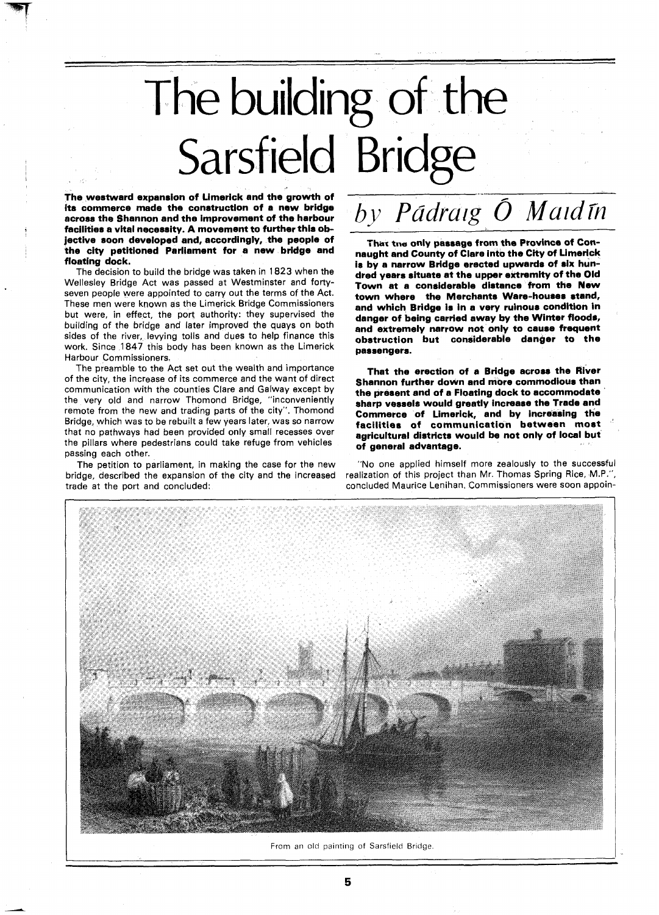# The building of the Sarsfield Bridge

*by Pādraig Ó Maidīn*

**The westward expansion of Limerick and the growth of its commerce made the construction of a new bridge across the Shannon and the improvement of the harbour facilities a vital necessity. A movement to further this objective soon developed and, accordingly, the people of the city petitioned Parliament for a new bridge and floating dock.**

The decision to build the bridge was taken in 1823 when the Wellesley Bridge Act was passed at Westminster and forty-seven people were appointed to carry out the terms of the Act. These men were known as the Limerick Bridge Commissioners but were, in effect, the port authority: they supervised the building of the bridge and later improved the quays on both sides of the river, levying tolls and dues to help finance this work. Since 1847 this body has been known as the Limerick Harbour Commissioners.

The preamble to the Act set out the wealth and importance of the city, the increase of its commerce and the want of direct communication with the counties Clare and Galway except by the very old and narrow Thomond Bridge, "inconveniently remote from the new and trading parts of the city". Thomond Bridge, which was to be rebuilt a few years later, was so narrow that no pathways had been provided only small recesses over the pillars where pedestrians could take refuge from vehicles passing each other.

The petition to parliament, in making the case for the new bridge, described the expansion of the city and the increased trade at the port and concluded:

**That the only passage from the Province of Connaught and County of Clare into the City of Limerick is by a narrow Bridge erected upwards of six hundred years situate at the upper extremity of the Old Town at a considerable distance from the New town where the Merchants Ware-houses stand, and which Bridge is in a very ruinous condition in danger of being carried away by the Winter floods, and extremely narrow not only to cause frequent obstruction but considerable danger to the passengers.**

**That the erection of a Bridge across the River Shannon further down and more commodious than the present and of a Floating dock to accommodate sharp vessels would greatly increase the Trade and Commerce of Limerick, and by increasing the facilities of communication between most agricultural districts would be not only of local but of general advantage.**

"No one applied himself more zealously to the successful realization of this project than Mr. Thomas Spring Rice, M.P.", concluded Maurice Lenihan. Commissioners were soon appoin-

From an old painting of Sarsfield Bridge.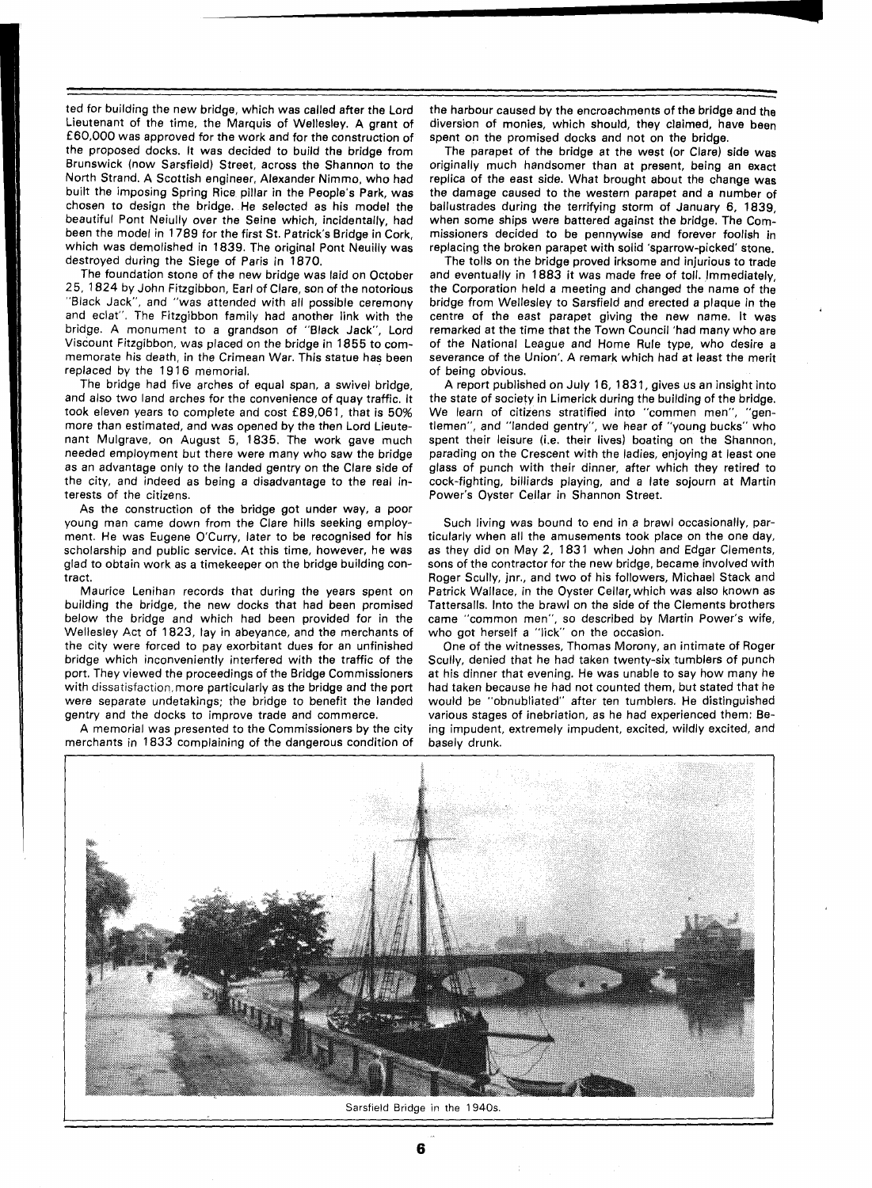ted for building the new bridge, which was called after the Lord Lieutenant of the time, the Marquis of Wellesley. A grant of £60,000 was approved for the work and for the construction of the proposed docks. It was decided to build the bridge from Brunswick (now Sarsfield) Street, across the Shannon to the North Strand. A Scottish engineer, Alexander Nimmo, who had built the imposing Spring Rice pillar in the People's Park, was chosen to design the bridge. He selected as his model the beautiful Pont Neiully over the Seine which, incidentally, had been the model in 1789 for the first St. Patrick's Bridge in Cork, which was demolished in 1839. The original Pont Neuilly was destroyed during the Siege of Paris in 1870.

The foundation stone of the new bridge was laid on October 25, 1824 by John Fitzgibbon, Earl of Clare, son of the notorious "Black Jack", and "was attended with all possible ceremony and eclat". The Fitzgibbon family had another link with the bridge. A monument to a grandson of "Black Jack", Lord Viscount Fitzgibbon, was placed on the bridge in 1855 to commemorate his death, in the Crimean War. This statue has been replaced by the 1916 memorial.

The bridge had five arches of equal span, a swivel bridge, and also two land arches for the convenience of quay traffic. It took eleven years to complete and cost £89,061, that is 50% more than estimated, and was opened by the then Lord Lieutenant Mulgrave, on August 5, 1835. The work gave much needed employment but there were many who saw the bridge as an advantage only to the landed gentry on the Clare side of the city, and indeed as being a disadvantage to the real interests of the citizens.

As the construction of the bridge got under way, a poor young man came down from the Clare hills seeking employment. He was Eugene O'Curry, later to be recognised for his scholarship and public service. At this time, however, he was glad to obtain work as a timekeeper on the bridge building contract.

Maurice Lenihan records that during the years spent on building the bridge, the new docks that had been promised below the bridge and which had been provided for in the Wellesley Act of 1823, lay in abeyance, and the merchants of the city were forced to pay exorbitant dues for an unfinished bridge which inconveniently interfered with the traffic of the port. They viewed the proceedings of the Bridge Commissioners with dissatisfaction, more particularly as the bridge and the port were separate undetakings; the bridge to benefit the landed gentry and the docks to improve trade and commerce.

A memorial was presented to the Commissioners by the city merchants in 1833 complaining of the dangerous condition of the harbour caused by the encroachments of the bridge and the diversion of monies, which should, they claimed, have been spent on the promised docks and not on the bridge.

The parapet of the bridge at the west (or Clare) side was originally much handsomer than at present, being an exact replica of the east side. What brought about the change was the damage caused to the western parapet and a number of ballustrades during the terrifying storm of January 6, 1839, when some ships were battered against the bridge. The Commissioners decided to be pennywise and forever foolish in replacing the broken parapet with solid 'sparrow-picked' stone.

The tolls on the bridge proved irksome and injurious to trade and eventually in 1883 it was made free of toll. Immediately, the Corporation held a meeting and changed the name of the bridge from Wellesley to Sarsfield and erected a plaque in the centre of the east parapet giving the new name. It was remarked at the time that the Town Council 'had many who are of the National League and Home Rule type, who desire a severance of the Union'. A remark which had at least the merit of being obvious.

A report published on July 16, 1831, gives us an insight into the state of society in Limerick during the building of the bridge. We learn of citizens stratified into "commen men", "gentlemen", and "landed gentry", we hear of "young bucks" who spent their leisure (i.e. their lives) boating on the Shannon, parading on the Crescent with the ladies, enjoying at least one glass of punch with their dinner, after which they retired to cock-fighting, billiards playing, and a late sojourn at Martin Power's Oyster Cellar in Shannon Street.

Such living was bound to end in a brawl occasionally, particularly when all the amusements took place on the one day, as they did on May 2, 1831 when John and Edgar Clements, sons of the contractor for the new bridge, became involved with Roger Scully, jnr., and two of his followers, Michael Stack and Patrick Wallace, in the Oyster Cellar, which was also known as Tattersalls. Into the brawl on the side of the Clements brothers came "common men", so described by Martin Power's wife, who got herself a "lick" on the occasion.

One of the witnesses, Thomas Morony, an intimate of Roger Scully, denied that he had taken twenty-six tumblers of punch at his dinner that evening. He was unable to say how many he had taken because he had not counted them, but stated that he would be "obnubliated" after ten tumblers. He distinguished various stages of inebriation, as he had experienced them: Being impudent, extremely impudent, excited, wildly excited, and basely drunk.

Sarsfield Bridge in the 1940s.